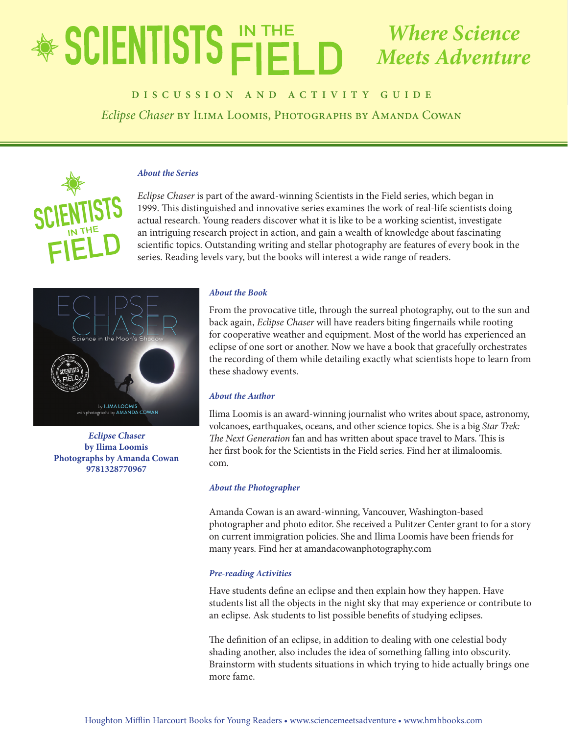# SCIENTISTS IN THE FIELD

*Where Science Meets Adventure*

## DISCUSSION AND ACTIVITY GUIDE

*Eclipse Chaser* by Ilima Loomis, Photographs by Amanda Cowan

### *About the Series*

*Eclipse Chaser* is part of the award-winning Scientists in the Field series, which began in 1999. This distinguished and innovative series examines the work of real-life scientists doing actual research. Young readers discover what it is like to be a working scientist, investigate an intriguing research project in action, and gain a wealth of knowledge about fascinating scientific topics. Outstanding writing and stellar photography are features of every book in the series. Reading levels vary, but the books will interest a wide range of readers.

***Eclipse Chaser***
**by Ilima Loomis**
**Photographs by Amanda Cowan**
**9781328770967**

### *About the Book*

From the provocative title, through the surreal photography, out to the sun and back again, *Eclipse Chaser* will have readers biting fingernails while rooting for cooperative weather and equipment. Most of the world has experienced an eclipse of one sort or another. Now we have a book that gracefully orchestrates the recording of them while detailing exactly what scientists hope to learn from these shadowy events.

### *About the Author*

Ilima Loomis is an award-winning journalist who writes about space, astronomy, volcanoes, earthquakes, oceans, and other science topics. She is a big *Star Trek: The Next Generation* fan and has written about space travel to Mars. This is her first book for the Scientists in the Field series. Find her at ilimaloomis.com.

### *About the Photographer*

Amanda Cowan is an award-winning, Vancouver, Washington-based photographer and photo editor. She received a Pulitzer Center grant to for a story on current immigration policies. She and Ilima Loomis have been friends for many years. Find her at amandacowanphotography.com

### *Pre-reading Activities*

Have students define an eclipse and then explain how they happen. Have students list all the objects in the night sky that may experience or contribute to an eclipse. Ask students to list possible benefits of studying eclipses.

The definition of an eclipse, in addition to dealing with one celestial body shading another, also includes the idea of something falling into obscurity. Brainstorm with students situations in which trying to hide actually brings one more fame.

Houghton Mifflin Harcourt Books for Young Readers • www.sciencemeetsadventure • www.hmhbooks.com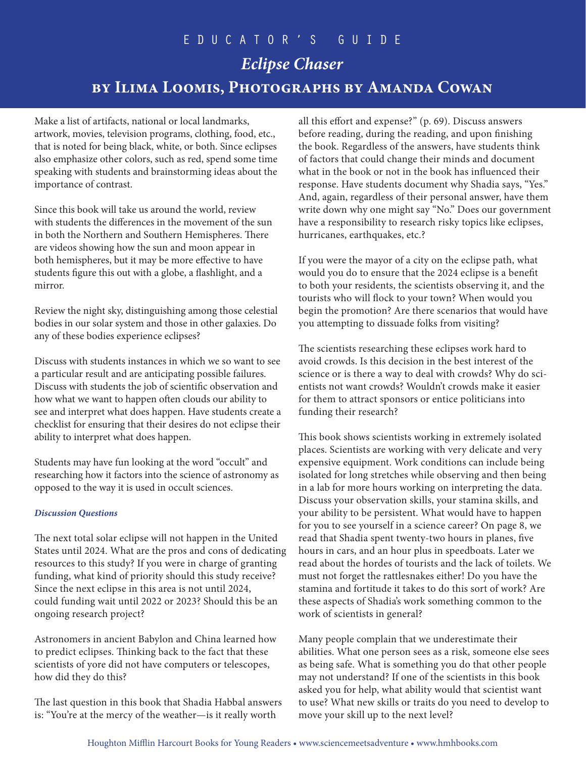# EDUCATOR'S GUIDE

## *Eclipse Chaser*

## by Ilima Loomis, Photographs by Amanda Cowan

Make a list of artifacts, national or local landmarks, artwork, movies, television programs, clothing, food, etc., that is noted for being black, white, or both. Since eclipses also emphasize other colors, such as red, spend some time speaking with students and brainstorming ideas about the importance of contrast.

Since this book will take us around the world, review with students the differences in the movement of the sun in both the Northern and Southern Hemispheres. There are videos showing how the sun and moon appear in both hemispheres, but it may be more effective to have students figure this out with a globe, a flashlight, and a mirror.

Review the night sky, distinguishing among those celestial bodies in our solar system and those in other galaxies. Do any of these bodies experience eclipses?

Discuss with students instances in which we so want to see a particular result and are anticipating possible failures. Discuss with students the job of scientific observation and how what we want to happen often clouds our ability to see and interpret what does happen. Have students create a checklist for ensuring that their desires do not eclipse their ability to interpret what does happen.

Students may have fun looking at the word "occult" and researching how it factors into the science of astronomy as opposed to the way it is used in occult sciences.

#### *Discussion Questions*

The next total solar eclipse will not happen in the United States until 2024. What are the pros and cons of dedicating resources to this study? If you were in charge of granting funding, what kind of priority should this study receive? Since the next eclipse in this area is not until 2024, could funding wait until 2022 or 2023? Should this be an ongoing research project?

Astronomers in ancient Babylon and China learned how to predict eclipses. Thinking back to the fact that these scientists of yore did not have computers or telescopes, how did they do this?

The last question in this book that Shadia Habbal answers is: "You're at the mercy of the weather—is it really worth all this effort and expense?" (p. 69). Discuss answers before reading, during the reading, and upon finishing the book. Regardless of the answers, have students think of factors that could change their minds and document what in the book or not in the book has influenced their response. Have students document why Shadia says, "Yes." And, again, regardless of their personal answer, have them write down why one might say "No." Does our government have a responsibility to research risky topics like eclipses, hurricanes, earthquakes, etc.?

If you were the mayor of a city on the eclipse path, what would you do to ensure that the 2024 eclipse is a benefit to both your residents, the scientists observing it, and the tourists who will flock to your town? When would you begin the promotion? Are there scenarios that would have you attempting to dissuade folks from visiting?

The scientists researching these eclipses work hard to avoid crowds. Is this decision in the best interest of the science or is there a way to deal with crowds? Why do scientists not want crowds? Wouldn't crowds make it easier for them to attract sponsors or entice politicians into funding their research?

This book shows scientists working in extremely isolated places. Scientists are working with very delicate and very expensive equipment. Work conditions can include being isolated for long stretches while observing and then being in a lab for more hours working on interpreting the data. Discuss your observation skills, your stamina skills, and your ability to be persistent. What would have to happen for you to see yourself in a science career? On page 8, we read that Shadia spent twenty-two hours in planes, five hours in cars, and an hour plus in speedboats. Later we read about the hordes of tourists and the lack of toilets. We must not forget the rattlesnakes either! Do you have the stamina and fortitude it takes to do this sort of work? Are these aspects of Shadia's work something common to the work of scientists in general?

Many people complain that we underestimate their abilities. What one person sees as a risk, someone else sees as being safe. What is something you do that other people may not understand? If one of the scientists in this book asked you for help, what ability would that scientist want to use? What new skills or traits do you need to develop to move your skill up to the next level?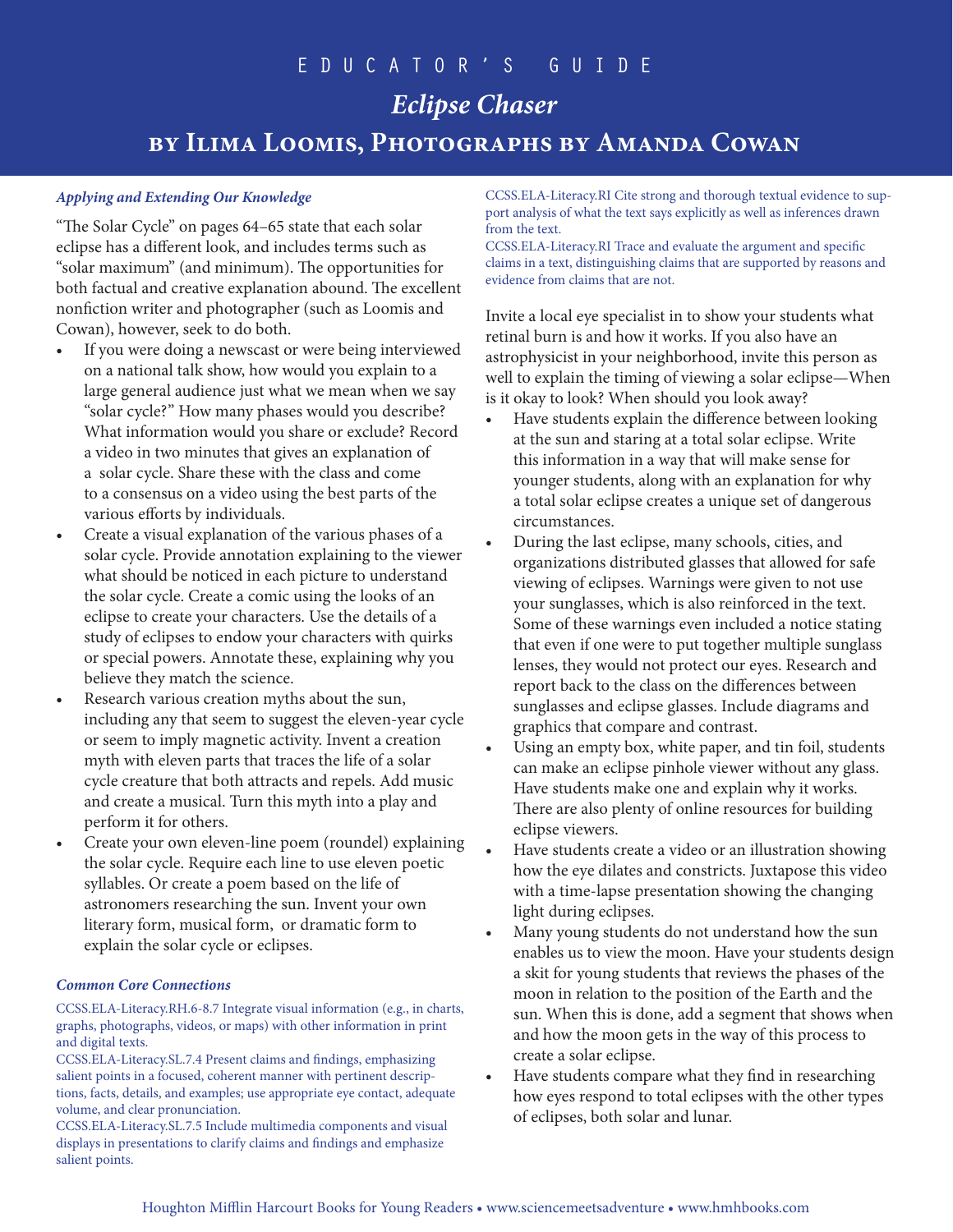# EDUCATOR'S GUIDE

## *Eclipse Chaser*

## by Ilima Loomis, Photographs by Amanda Cowan

### *Applying and Extending Our Knowledge*

"The Solar Cycle" on pages 64–65 state that each solar eclipse has a different look, and includes terms such as "solar maximum" (and minimum). The opportunities for both factual and creative explanation abound. The excellent nonfiction writer and photographer (such as Loomis and Cowan), however, seek to do both.

- If you were doing a newscast or were being interviewed on a national talk show, how would you explain to a large general audience just what we mean when we say "solar cycle?" How many phases would you describe? What information would you share or exclude? Record a video in two minutes that gives an explanation of a solar cycle. Share these with the class and come to a consensus on a video using the best parts of the various efforts by individuals.
- Create a visual explanation of the various phases of a solar cycle. Provide annotation explaining to the viewer what should be noticed in each picture to understand the solar cycle. Create a comic using the looks of an eclipse to create your characters. Use the details of a study of eclipses to endow your characters with quirks or special powers. Annotate these, explaining why you believe they match the science.
- Research various creation myths about the sun, including any that seem to suggest the eleven-year cycle or seem to imply magnetic activity. Invent a creation myth with eleven parts that traces the life of a solar cycle creature that both attracts and repels. Add music and create a musical. Turn this myth into a play and perform it for others.
- Create your own eleven-line poem (roundel) explaining the solar cycle. Require each line to use eleven poetic syllables. Or create a poem based on the life of astronomers researching the sun. Invent your own literary form, musical form, or dramatic form to explain the solar cycle or eclipses.

### *Common Core Connections*

CCSS.ELA-Literacy.RH.6-8.7 Integrate visual information (e.g., in charts, graphs, photographs, videos, or maps) with other information in print and digital texts.
CCSS.ELA-Literacy.SL.7.4 Present claims and findings, emphasizing salient points in a focused, coherent manner with pertinent descriptions, facts, details, and examples; use appropriate eye contact, adequate volume, and clear pronunciation.
CCSS.ELA-Literacy.SL.7.5 Include multimedia components and visual displays in presentations to clarify claims and findings and emphasize salient points.
CCSS.ELA-Literacy.RI Cite strong and thorough textual evidence to support analysis of what the text says explicitly as well as inferences drawn from the text.
CCSS.ELA-Literacy.RI Trace and evaluate the argument and specific claims in a text, distinguishing claims that are supported by reasons and evidence from claims that are not.

Invite a local eye specialist in to show your students what retinal burn is and how it works. If you also have an astrophysicist in your neighborhood, invite this person as well to explain the timing of viewing a solar eclipse—When is it okay to look? When should you look away?

- Have students explain the difference between looking at the sun and staring at a total solar eclipse. Write this information in a way that will make sense for younger students, along with an explanation for why a total solar eclipse creates a unique set of dangerous circumstances.
- During the last eclipse, many schools, cities, and organizations distributed glasses that allowed for safe viewing of eclipses. Warnings were given to not use your sunglasses, which is also reinforced in the text. Some of these warnings even included a notice stating that even if one were to put together multiple sunglass lenses, they would not protect our eyes. Research and report back to the class on the differences between sunglasses and eclipse glasses. Include diagrams and graphics that compare and contrast.
- Using an empty box, white paper, and tin foil, students can make an eclipse pinhole viewer without any glass. Have students make one and explain why it works. There are also plenty of online resources for building eclipse viewers.
- Have students create a video or an illustration showing how the eye dilates and constricts. Juxtapose this video with a time-lapse presentation showing the changing light during eclipses.
- Many young students do not understand how the sun enables us to view the moon. Have your students design a skit for young students that reviews the phases of the moon in relation to the position of the Earth and the sun. When this is done, add a segment that shows when and how the moon gets in the way of this process to create a solar eclipse.
- Have students compare what they find in researching how eyes respond to total eclipses with the other types of eclipses, both solar and lunar.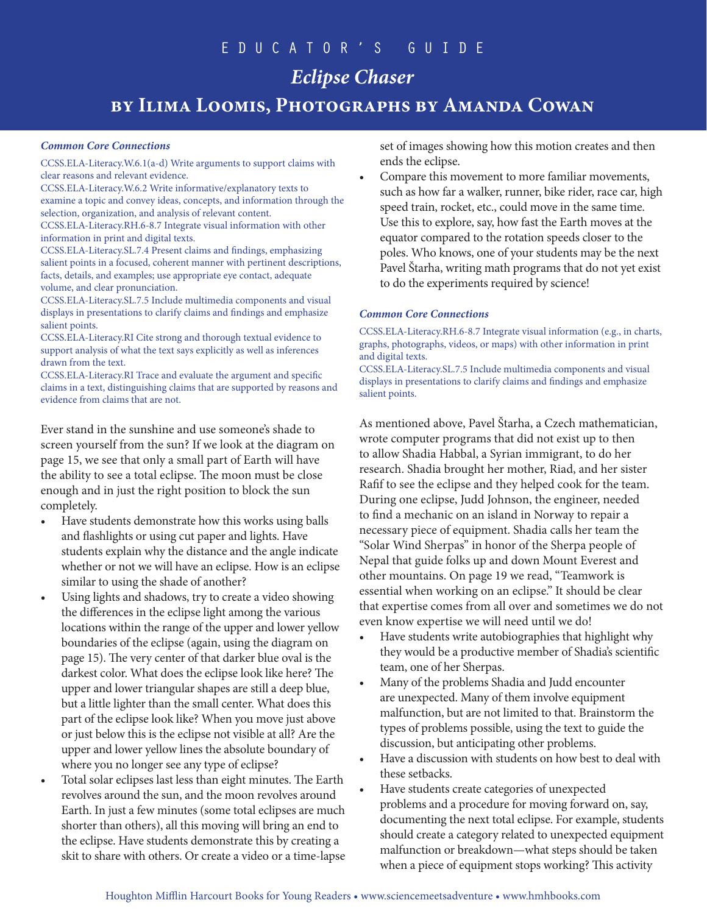# EDUCATOR'S GUIDE

## *Eclipse Chaser*

## by Ilima Loomis, Photographs by Amanda Cowan

***Common Core Connections***

CCSS.ELA-Literacy.W.6.1(a-d) Write arguments to support claims with clear reasons and relevant evidence.
CCSS.ELA-Literacy.W.6.2 Write informative/explanatory texts to examine a topic and convey ideas, concepts, and information through the selection, organization, and analysis of relevant content.
CCSS.ELA-Literacy.RH.6-8.7 Integrate visual information with other information in print and digital texts.
CCSS.ELA-Literacy.SL.7.4 Present claims and findings, emphasizing salient points in a focused, coherent manner with pertinent descriptions, facts, details, and examples; use appropriate eye contact, adequate volume, and clear pronunciation.
CCSS.ELA-Literacy.SL.7.5 Include multimedia components and visual displays in presentations to clarify claims and findings and emphasize salient points.
CCSS.ELA-Literacy.RI Cite strong and thorough textual evidence to support analysis of what the text says explicitly as well as inferences drawn from the text.
CCSS.ELA-Literacy.RI Trace and evaluate the argument and specific claims in a text, distinguishing claims that are supported by reasons and evidence from claims that are not.

Ever stand in the sunshine and use someone's shade to screen yourself from the sun? If we look at the diagram on page 15, we see that only a small part of Earth will have the ability to see a total eclipse. The moon must be close enough and in just the right position to block the sun completely.

- Have students demonstrate how this works using balls and flashlights or using cut paper and lights. Have students explain why the distance and the angle indicate whether or not we will have an eclipse. How is an eclipse similar to using the shade of another?
- Using lights and shadows, try to create a video showing the differences in the eclipse light among the various locations within the range of the upper and lower yellow boundaries of the eclipse (again, using the diagram on page 15). The very center of that darker blue oval is the darkest color. What does the eclipse look like here? The upper and lower triangular shapes are still a deep blue, but a little lighter than the small center. What does this part of the eclipse look like? When you move just above or just below this is the eclipse not visible at all? Are the upper and lower yellow lines the absolute boundary of where you no longer see any type of eclipse?
- Total solar eclipses last less than eight minutes. The Earth revolves around the sun, and the moon revolves around Earth. In just a few minutes (some total eclipses are much shorter than others), all this moving will bring an end to the eclipse. Have students demonstrate this by creating a skit to share with others. Or create a video or a time-lapse set of images showing how this motion creates and then ends the eclipse.
- Compare this movement to more familiar movements, such as how far a walker, runner, bike rider, race car, high speed train, rocket, etc., could move in the same time. Use this to explore, say, how fast the Earth moves at the equator compared to the rotation speeds closer to the poles. Who knows, one of your students may be the next Pavel Štarha, writing math programs that do not yet exist to do the experiments required by science!

***Common Core Connections***

CCSS.ELA-Literacy.RH.6-8.7 Integrate visual information (e.g., in charts, graphs, photographs, videos, or maps) with other information in print and digital texts.
CCSS.ELA-Literacy.SL.7.5 Include multimedia components and visual displays in presentations to clarify claims and findings and emphasize salient points.

As mentioned above, Pavel Štarha, a Czech mathematician, wrote computer programs that did not exist up to then to allow Shadia Habbal, a Syrian immigrant, to do her research. Shadia brought her mother, Riad, and her sister Rafif to see the eclipse and they helped cook for the team. During one eclipse, Judd Johnson, the engineer, needed to find a mechanic on an island in Norway to repair a necessary piece of equipment. Shadia calls her team the "Solar Wind Sherpas" in honor of the Sherpa people of Nepal that guide folks up and down Mount Everest and other mountains. On page 19 we read, "Teamwork is essential when working on an eclipse." It should be clear that expertise comes from all over and sometimes we do not even know expertise we will need until we do!

- Have students write autobiographies that highlight why they would be a productive member of Shadia's scientific team, one of her Sherpas.
- Many of the problems Shadia and Judd encounter are unexpected. Many of them involve equipment malfunction, but are not limited to that. Brainstorm the types of problems possible, using the text to guide the discussion, but anticipating other problems.
- Have a discussion with students on how best to deal with these setbacks.
- Have students create categories of unexpected problems and a procedure for moving forward on, say, documenting the next total eclipse. For example, students should create a category related to unexpected equipment malfunction or breakdown—what steps should be taken when a piece of equipment stops working? This activity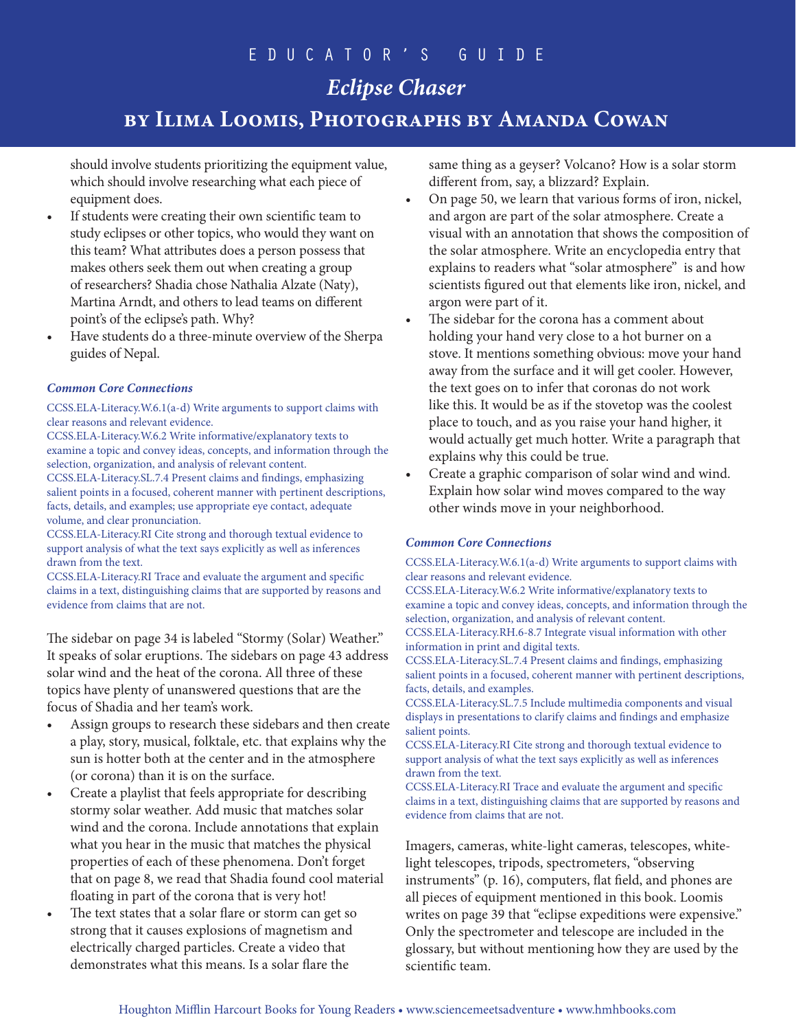should involve students prioritizing the equipment value, which should involve researching what each piece of equipment does.

- If students were creating their own scientific team to study eclipses or other topics, who would they want on this team? What attributes does a person possess that makes others seek them out when creating a group of researchers? Shadia chose Nathalia Alzate (Naty), Martina Arndt, and others to lead teams on different point's of the eclipse's path. Why?
- Have students do a three-minute overview of the Sherpa guides of Nepal.

### *Common Core Connections*

CCSS.ELA-Literacy.W.6.1(a-d) Write arguments to support claims with clear reasons and relevant evidence.
CCSS.ELA-Literacy.W.6.2 Write informative/explanatory texts to examine a topic and convey ideas, concepts, and information through the selection, organization, and analysis of relevant content.
CCSS.ELA-Literacy.SL.7.4 Present claims and findings, emphasizing salient points in a focused, coherent manner with pertinent descriptions, facts, details, and examples; use appropriate eye contact, adequate volume, and clear pronunciation.
CCSS.ELA-Literacy.RI Cite strong and thorough textual evidence to support analysis of what the text says explicitly as well as inferences drawn from the text.
CCSS.ELA-Literacy.RI Trace and evaluate the argument and specific claims in a text, distinguishing claims that are supported by reasons and evidence from claims that are not.

The sidebar on page 34 is labeled "Stormy (Solar) Weather." It speaks of solar eruptions. The sidebars on page 43 address solar wind and the heat of the corona. All three of these topics have plenty of unanswered questions that are the focus of Shadia and her team's work.

- Assign groups to research these sidebars and then create a play, story, musical, folktale, etc. that explains why the sun is hotter both at the center and in the atmosphere (or corona) than it is on the surface.
- Create a playlist that feels appropriate for describing stormy solar weather. Add music that matches solar wind and the corona. Include annotations that explain what you hear in the music that matches the physical properties of each of these phenomena. Don't forget that on page 8, we read that Shadia found cool material floating in part of the corona that is very hot!
- The text states that a solar flare or storm can get so strong that it causes explosions of magnetism and electrically charged particles. Create a video that demonstrates what this means. Is a solar flare the same thing as a geyser? Volcano? How is a solar storm different from, say, a blizzard? Explain.
- On page 50, we learn that various forms of iron, nickel, and argon are part of the solar atmosphere. Create a visual with an annotation that shows the composition of the solar atmosphere. Write an encyclopedia entry that explains to readers what "solar atmosphere" is and how scientists figured out that elements like iron, nickel, and argon were part of it.
- The sidebar for the corona has a comment about holding your hand very close to a hot burner on a stove. It mentions something obvious: move your hand away from the surface and it will get cooler. However, the text goes on to infer that coronas do not work like this. It would be as if the stovetop was the coolest place to touch, and as you raise your hand higher, it would actually get much hotter. Write a paragraph that explains why this could be true.
- Create a graphic comparison of solar wind and wind. Explain how solar wind moves compared to the way other winds move in your neighborhood.

### *Common Core Connections*

CCSS.ELA-Literacy.W.6.1(a-d) Write arguments to support claims with clear reasons and relevant evidence.
CCSS.ELA-Literacy.W.6.2 Write informative/explanatory texts to examine a topic and convey ideas, concepts, and information through the selection, organization, and analysis of relevant content.
CCSS.ELA-Literacy.RH.6-8.7 Integrate visual information with other information in print and digital texts.
CCSS.ELA-Literacy.SL.7.4 Present claims and findings, emphasizing salient points in a focused, coherent manner with pertinent descriptions, facts, details, and examples.
CCSS.ELA-Literacy.SL.7.5 Include multimedia components and visual displays in presentations to clarify claims and findings and emphasize salient points.
CCSS.ELA-Literacy.RI Cite strong and thorough textual evidence to support analysis of what the text says explicitly as well as inferences drawn from the text.
CCSS.ELA-Literacy.RI Trace and evaluate the argument and specific claims in a text, distinguishing claims that are supported by reasons and evidence from claims that are not.

Imagers, cameras, white-light cameras, telescopes, white-light telescopes, tripods, spectrometers, "observing instruments" (p. 16), computers, flat field, and phones are all pieces of equipment mentioned in this book. Loomis writes on page 39 that "eclipse expeditions were expensive." Only the spectrometer and telescope are included in the glossary, but without mentioning how they are used by the scientific team.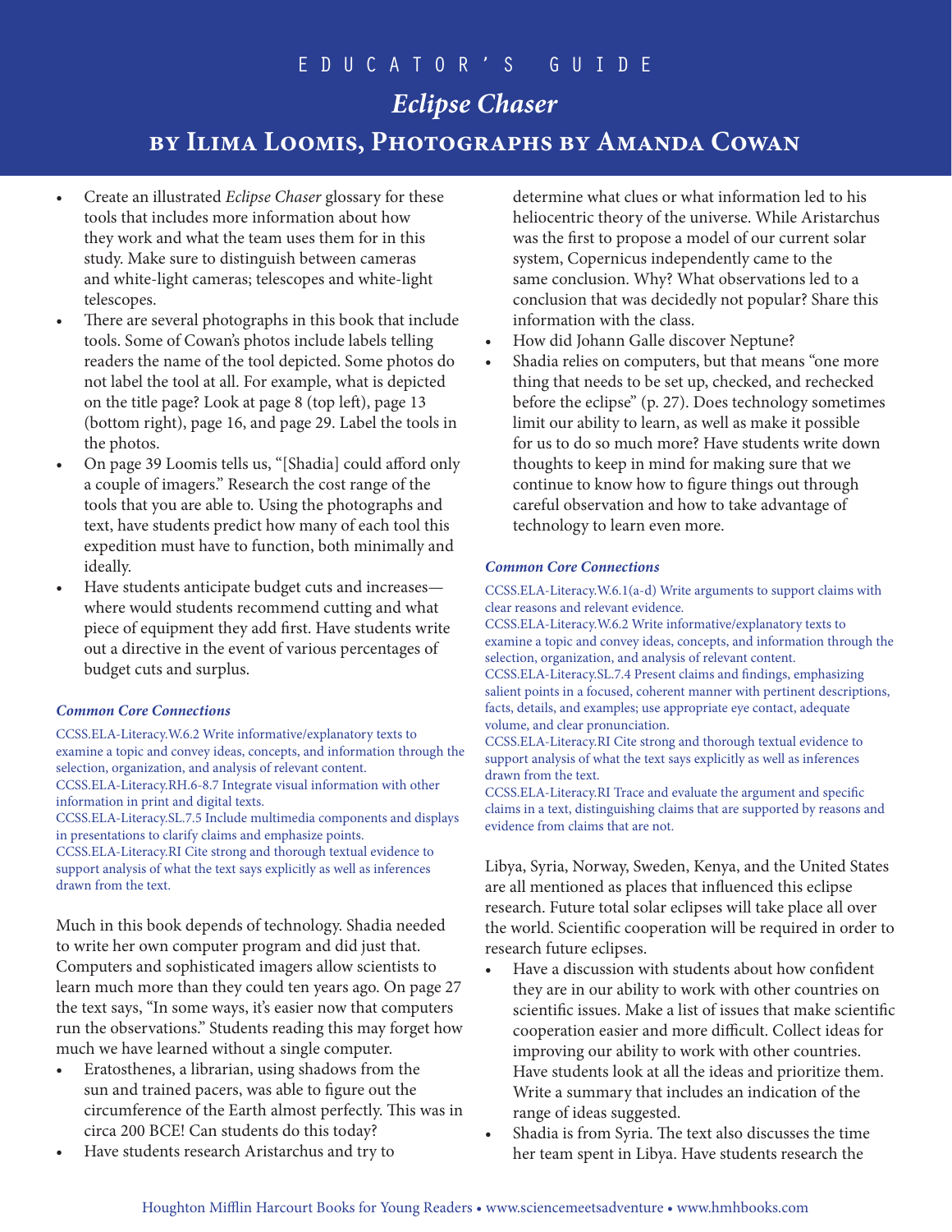- Create an illustrated *Eclipse Chaser* glossary for these tools that includes more information about how they work and what the team uses them for in this study. Make sure to distinguish between cameras and white-light cameras; telescopes and white-light telescopes.
- There are several photographs in this book that include tools. Some of Cowan's photos include labels telling readers the name of the tool depicted. Some photos do not label the tool at all. For example, what is depicted on the title page? Look at page 8 (top left), page 13 (bottom right), page 16, and page 29. Label the tools in the photos.
- On page 39 Loomis tells us, "[Shadia] could afford only a couple of imagers." Research the cost range of the tools that you are able to. Using the photographs and text, have students predict how many of each tool this expedition must have to function, both minimally and ideally.
- Have students anticipate budget cuts and increases—where would students recommend cutting and what piece of equipment they add first. Have students write out a directive in the event of various percentages of budget cuts and surplus.

***Common Core Connections***

CCSS.ELA-Literacy.W.6.2 Write informative/explanatory texts to examine a topic and convey ideas, concepts, and information through the selection, organization, and analysis of relevant content.
CCSS.ELA-Literacy.RH.6-8.7 Integrate visual information with other information in print and digital texts.
CCSS.ELA-Literacy.SL.7.5 Include multimedia components and displays in presentations to clarify claims and emphasize points.
CCSS.ELA-Literacy.RI Cite strong and thorough textual evidence to support analysis of what the text says explicitly as well as inferences drawn from the text.

Much in this book depends of technology. Shadia needed to write her own computer program and did just that. Computers and sophisticated imagers allow scientists to learn much more than they could ten years ago. On page 27 the text says, "In some ways, it's easier now that computers run the observations." Students reading this may forget how much we have learned without a single computer.

- Eratosthenes, a librarian, using shadows from the sun and trained pacers, was able to figure out the circumference of the Earth almost perfectly. This was in circa 200 BCE! Can students do this today?
- Have students research Aristarchus and try to determine what clues or what information led to his heliocentric theory of the universe. While Aristarchus was the first to propose a model of our current solar system, Copernicus independently came to the same conclusion. Why? What observations led to a conclusion that was decidedly not popular? Share this information with the class.
- How did Johann Galle discover Neptune?
- Shadia relies on computers, but that means "one more thing that needs to be set up, checked, and rechecked before the eclipse" (p. 27). Does technology sometimes limit our ability to learn, as well as make it possible for us to do so much more? Have students write down thoughts to keep in mind for making sure that we continue to know how to figure things out through careful observation and how to take advantage of technology to learn even more.

***Common Core Connections***

CCSS.ELA-Literacy.W.6.1(a-d) Write arguments to support claims with clear reasons and relevant evidence.
CCSS.ELA-Literacy.W.6.2 Write informative/explanatory texts to examine a topic and convey ideas, concepts, and information through the selection, organization, and analysis of relevant content.
CCSS.ELA-Literacy.SL.7.4 Present claims and findings, emphasizing salient points in a focused, coherent manner with pertinent descriptions, facts, details, and examples; use appropriate eye contact, adequate volume, and clear pronunciation.
CCSS.ELA-Literacy.RI Cite strong and thorough textual evidence to support analysis of what the text says explicitly as well as inferences drawn from the text.
CCSS.ELA-Literacy.RI Trace and evaluate the argument and specific claims in a text, distinguishing claims that are supported by reasons and evidence from claims that are not.

Libya, Syria, Norway, Sweden, Kenya, and the United States are all mentioned as places that influenced this eclipse research. Future total solar eclipses will take place all over the world. Scientific cooperation will be required in order to research future eclipses.

- Have a discussion with students about how confident they are in our ability to work with other countries on scientific issues. Make a list of issues that make scientific cooperation easier and more difficult. Collect ideas for improving our ability to work with other countries. Have students look at all the ideas and prioritize them. Write a summary that includes an indication of the range of ideas suggested.
- Shadia is from Syria. The text also discusses the time her team spent in Libya. Have students research the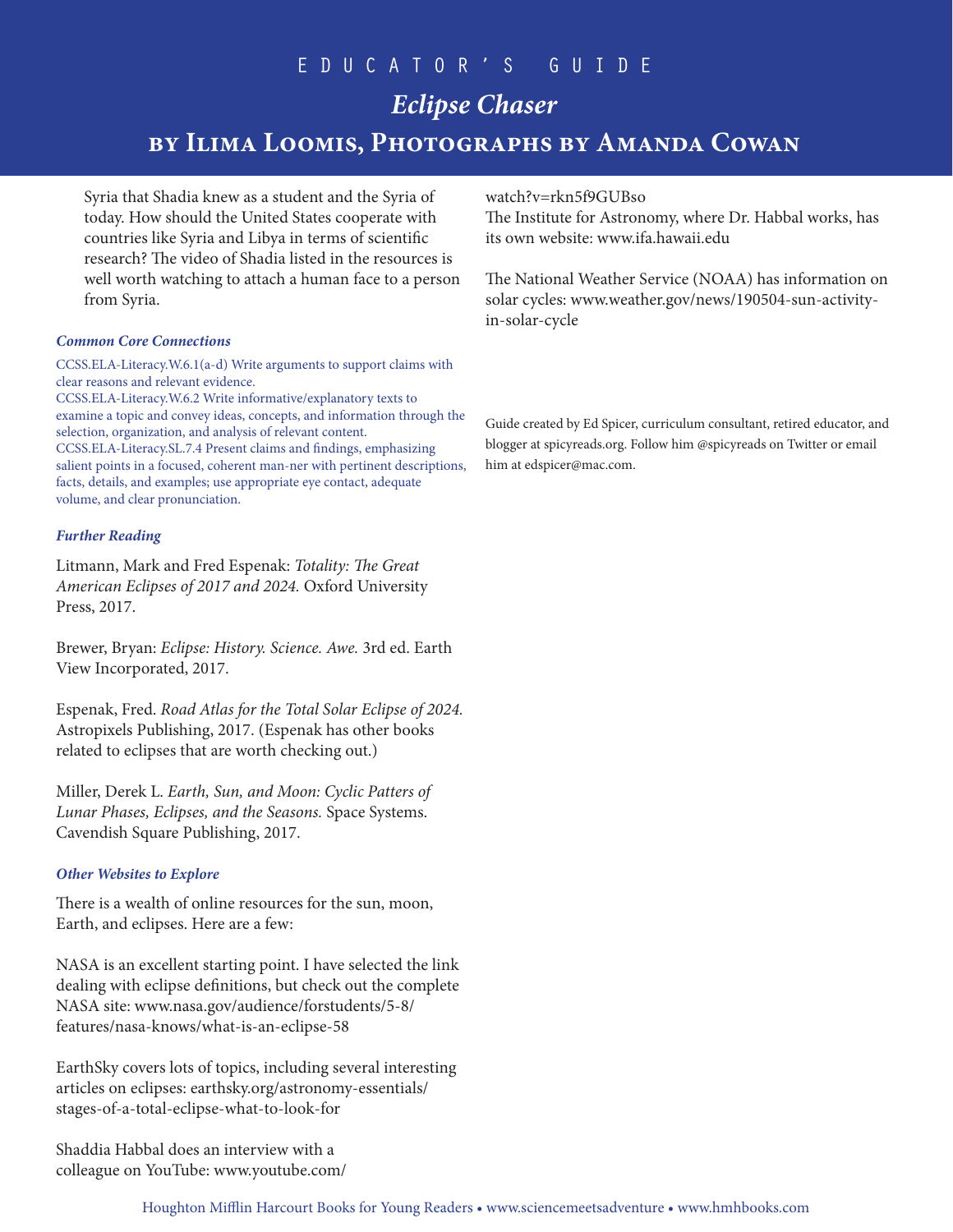Syria that Shadia knew as a student and the Syria of today. How should the United States cooperate with countries like Syria and Libya in terms of scientific research? The video of Shadia listed in the resources is well worth watching to attach a human face to a person from Syria.

### *Common Core Connections*

CCSS.ELA-Literacy.W.6.1(a-d) Write arguments to support claims with clear reasons and relevant evidence.
CCSS.ELA-Literacy.W.6.2 Write informative/explanatory texts to examine a topic and convey ideas, concepts, and information through the selection, organization, and analysis of relevant content.
CCSS.ELA-Literacy.SL.7.4 Present claims and findings, emphasizing salient points in a focused, coherent man-ner with pertinent descriptions, facts, details, and examples; use appropriate eye contact, adequate volume, and clear pronunciation.

### *Further Reading*

Litmann, Mark and Fred Espenak: *Totality: The Great American Eclipses of 2017 and 2024.* Oxford University Press, 2017.

Brewer, Bryan: *Eclipse: History. Science. Awe.* 3rd ed. Earth View Incorporated, 2017.

Espenak, Fred. *Road Atlas for the Total Solar Eclipse of 2024.* Astropixels Publishing, 2017. (Espenak has other books related to eclipses that are worth checking out.)

Miller, Derek L. *Earth, Sun, and Moon: Cyclic Patters of Lunar Phases, Eclipses, and the Seasons.* Space Systems. Cavendish Square Publishing, 2017.

### *Other Websites to Explore*

There is a wealth of online resources for the sun, moon, Earth, and eclipses. Here are a few:

NASA is an excellent starting point. I have selected the link dealing with eclipse definitions, but check out the complete NASA site: www.nasa.gov/audience/forstudents/5-8/features/nasa-knows/what-is-an-eclipse-58

EarthSky covers lots of topics, including several interesting articles on eclipses: earthsky.org/astronomy-essentials/stages-of-a-total-eclipse-what-to-look-for

Shaddia Habbal does an interview with a colleague on YouTube: www.youtube.com/watch?v=rkn5f9GUBso
The Institute for Astronomy, where Dr. Habbal works, has its own website: www.ifa.hawaii.edu

The National Weather Service (NOAA) has information on solar cycles: www.weather.gov/news/190504-sun-activity-in-solar-cycle

Guide created by Ed Spicer, curriculum consultant, retired educator, and blogger at spicyreads.org. Follow him @spicyreads on Twitter or email him at edspicer@mac.com.